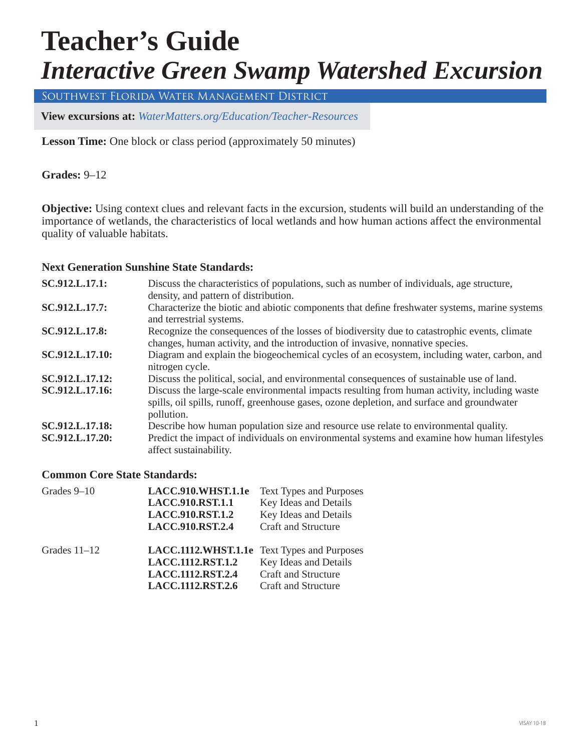# Teacher's Guide

# *Interactive Green Swamp Watershed Excursion*

Southwest Florida Water Management District

**View excursions at:** *WaterMatters.org/Education/Teacher-Resources*

**Lesson Time:** One block or class period (approximately 50 minutes)

**Grades:** 9–12

**Objective:** Using context clues and relevant facts in the excursion, students will build an understanding of the importance of wetlands, the characteristics of local wetlands and how human actions affect the environmental quality of valuable habitats.

### Next Generation Sunshine State Standards:

| | |
|---|---|
| **SC.912.L.17.1:** | Discuss the characteristics of populations, such as number of individuals, age structure, density, and pattern of distribution. |
| **SC.912.L.17.7:** | Characterize the biotic and abiotic components that define freshwater systems, marine systems and terrestrial systems. |
| **SC.912.L.17.8:** | Recognize the consequences of the losses of biodiversity due to catastrophic events, climate changes, human activity, and the introduction of invasive, nonnative species. |
| **SC.912.L.17.10:** | Diagram and explain the biogeochemical cycles of an ecosystem, including water, carbon, and nitrogen cycle. |
| **SC.912.L.17.12:** | Discuss the political, social, and environmental consequences of sustainable use of land. |
| **SC.912.L.17.16:** | Discuss the large-scale environmental impacts resulting from human activity, including waste spills, oil spills, runoff, greenhouse gases, ozone depletion, and surface and groundwater pollution. |
| **SC.912.L.17.18:** | Describe how human population size and resource use relate to environmental quality. |
| **SC.912.L.17.20:** | Predict the impact of individuals on environmental systems and examine how human lifestyles affect sustainability. |

### Common Core State Standards:

| | | |
|---|---|---|
| Grades 9–10 | **LACC.910.WHST.1.1e** | Text Types and Purposes |
| | **LACC.910.RST.1.1** | Key Ideas and Details |
| | **LACC.910.RST.1.2** | Key Ideas and Details |
| | **LACC.910.RST.2.4** | Craft and Structure |
| Grades 11–12 | **LACC.1112.WHST.1.1e** | Text Types and Purposes |
| | **LACC.1112.RST.1.2** | Key Ideas and Details |
| | **LACC.1112.RST.2.4** | Craft and Structure |
| | **LACC.1112.RST.2.6** | Craft and Structure |

VISAY 10-18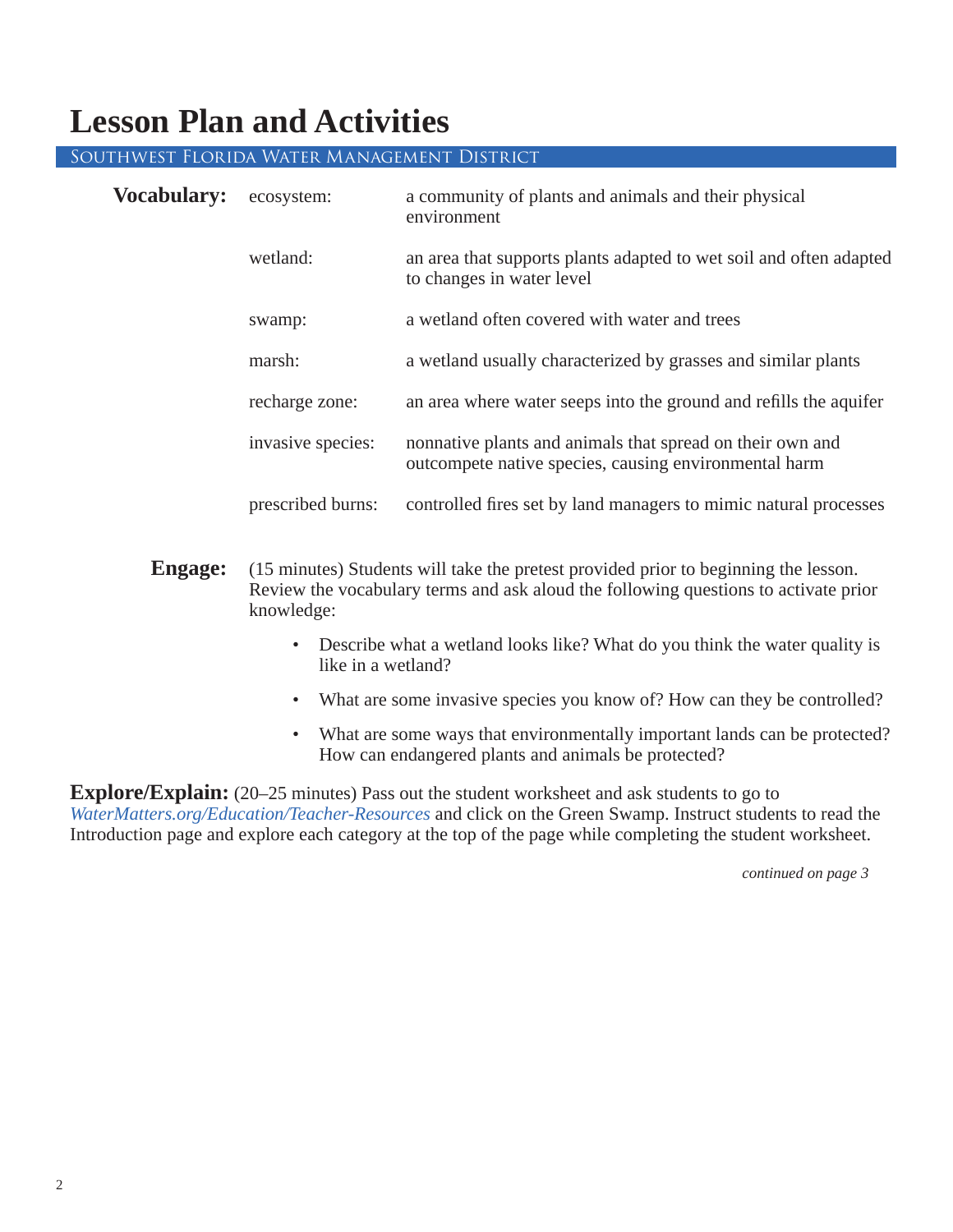# Lesson Plan and Activities

## Southwest Florida Water Management District

**Vocabulary:**

| Term | Definition |
| --- | --- |
| ecosystem: | a community of plants and animals and their physical environment |
| wetland: | an area that supports plants adapted to wet soil and often adapted to changes in water level |
| swamp: | a wetland often covered with water and trees |
| marsh: | a wetland usually characterized by grasses and similar plants |
| recharge zone: | an area where water seeps into the ground and refills the aquifer |
| invasive species: | nonnative plants and animals that spread on their own and outcompete native species, causing environmental harm |
| prescribed burns: | controlled fires set by land managers to mimic natural processes |

**Engage:** (15 minutes) Students will take the pretest provided prior to beginning the lesson. Review the vocabulary terms and ask aloud the following questions to activate prior knowledge:

- Describe what a wetland looks like? What do you think the water quality is like in a wetland?
- What are some invasive species you know of? How can they be controlled?
- What are some ways that environmentally important lands can be protected? How can endangered plants and animals be protected?

**Explore/Explain:** (20–25 minutes) Pass out the student worksheet and ask students to go to *WaterMatters.org/Education/Teacher-Resources* and click on the Green Swamp. Instruct students to read the Introduction page and explore each category at the top of the page while completing the student worksheet.

*continued on page 3*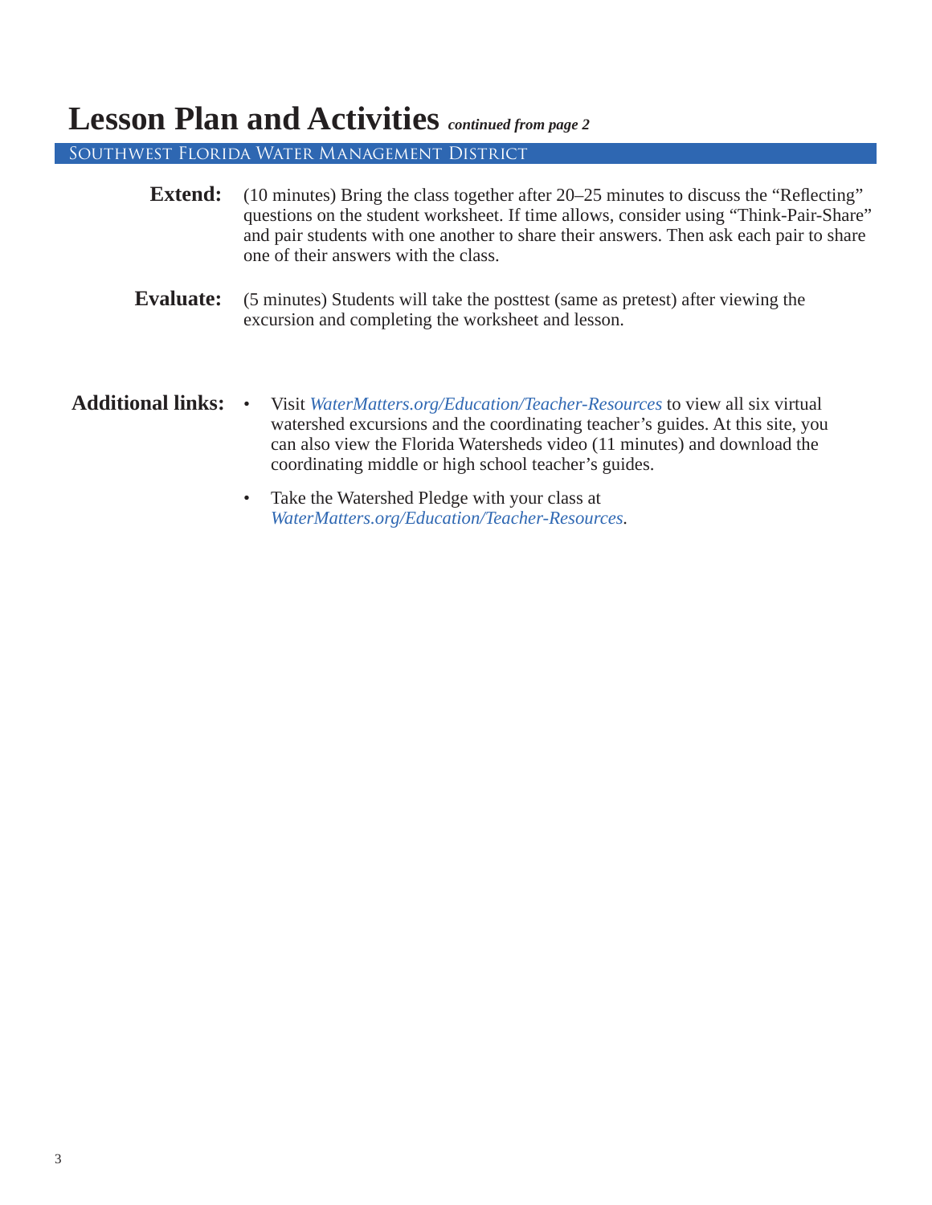# Lesson Plan and Activities *continued from page 2*

SOUTHWEST FLORIDA WATER MANAGEMENT DISTRICT

**Extend:** (10 minutes) Bring the class together after 20–25 minutes to discuss the "Reflecting" questions on the student worksheet. If time allows, consider using "Think-Pair-Share" and pair students with one another to share their answers. Then ask each pair to share one of their answers with the class.

**Evaluate:** (5 minutes) Students will take the posttest (same as pretest) after viewing the excursion and completing the worksheet and lesson.

**Additional links:**

- Visit *WaterMatters.org/Education/Teacher-Resources* to view all six virtual watershed excursions and the coordinating teacher's guides. At this site, you can also view the Florida Watersheds video (11 minutes) and download the coordinating middle or high school teacher's guides.
- Take the Watershed Pledge with your class at *WaterMatters.org/Education/Teacher-Resources*.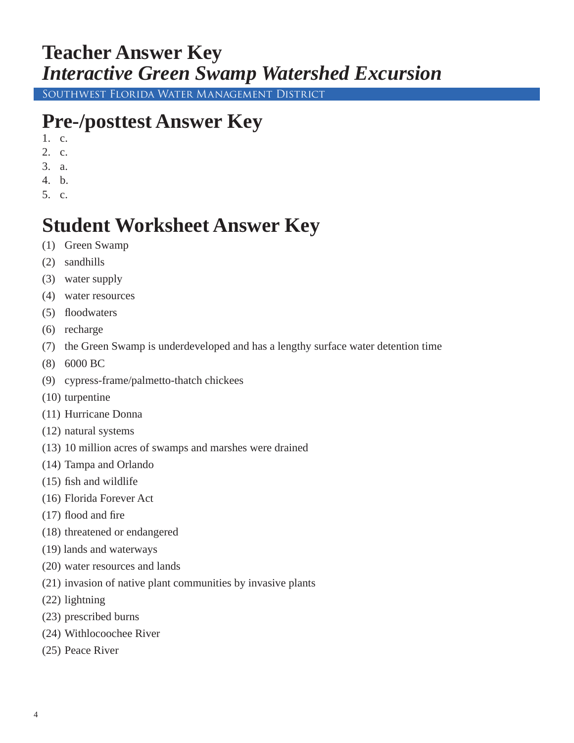# Teacher Answer Key

# *Interactive Green Swamp Watershed Excursion*

Southwest Florida Water Management District

## Pre-/posttest Answer Key

1. c.
2. c.
3. a.
4. b.
5. c.

## Student Worksheet Answer Key

(1) Green Swamp

(2) sandhills

(3) water supply

(4) water resources

(5) floodwaters

(6) recharge

(7) the Green Swamp is underdeveloped and has a lengthy surface water detention time

(8) 6000 BC

(9) cypress-frame/palmetto-thatch chickees

(10) turpentine

(11) Hurricane Donna

(12) natural systems

(13) 10 million acres of swamps and marshes were drained

(14) Tampa and Orlando

(15) fish and wildlife

(16) Florida Forever Act

(17) flood and fire

(18) threatened or endangered

(19) lands and waterways

(20) water resources and lands

(21) invasion of native plant communities by invasive plants

(22) lightning

(23) prescribed burns

(24) Withlocoochee River

(25) Peace River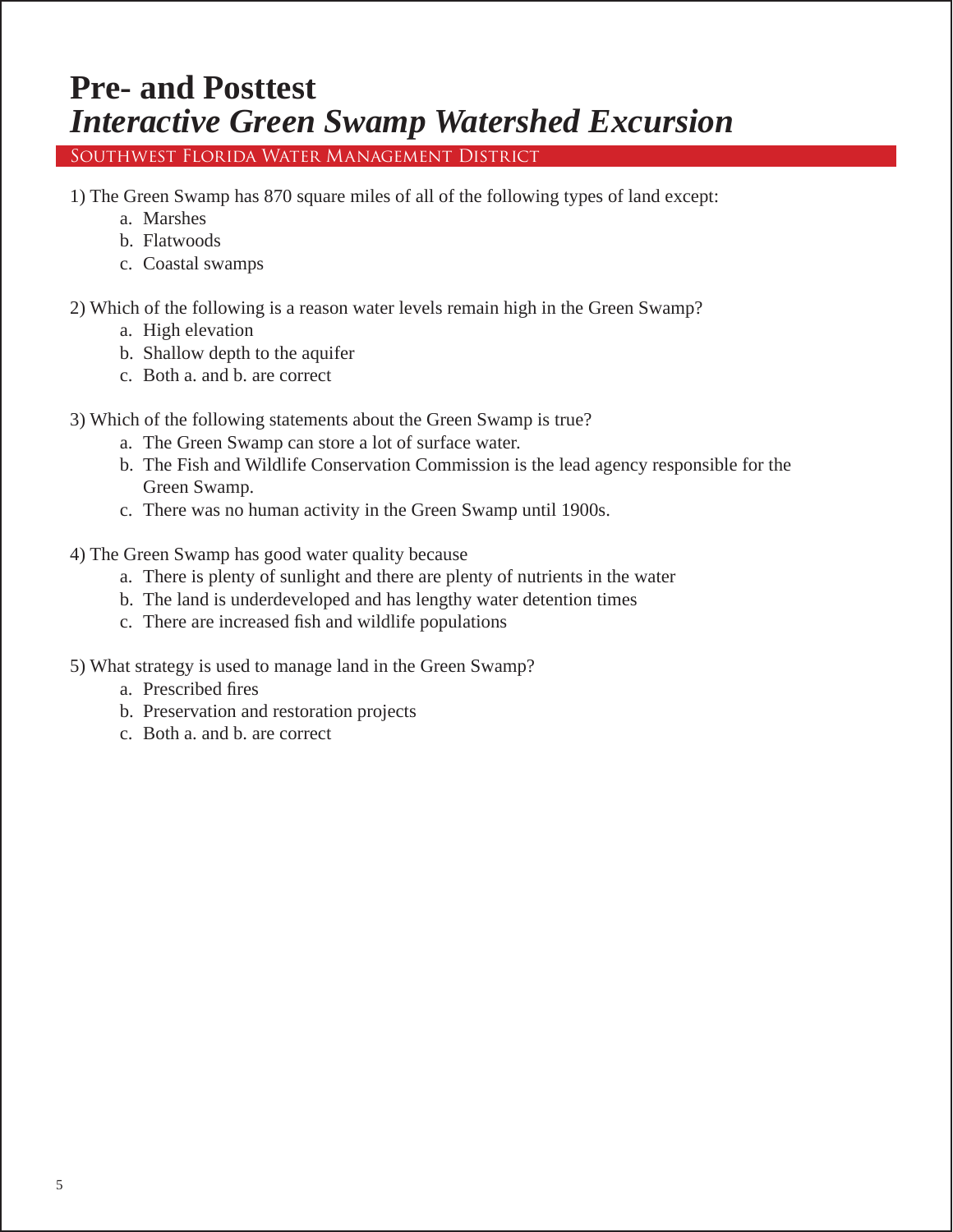# Pre- and Posttest
# *Interactive Green Swamp Watershed Excursion*

SOUTHWEST FLORIDA WATER MANAGEMENT DISTRICT

1) The Green Swamp has 870 square miles of all of the following types of land except:
   a. Marshes
   b. Flatwoods
   c. Coastal swamps

2) Which of the following is a reason water levels remain high in the Green Swamp?
   a. High elevation
   b. Shallow depth to the aquifer
   c. Both a. and b. are correct

3) Which of the following statements about the Green Swamp is true?
   a. The Green Swamp can store a lot of surface water.
   b. The Fish and Wildlife Conservation Commission is the lead agency responsible for the Green Swamp.
   c. There was no human activity in the Green Swamp until 1900s.

4) The Green Swamp has good water quality because
   a. There is plenty of sunlight and there are plenty of nutrients in the water
   b. The land is underdeveloped and has lengthy water detention times
   c. There are increased fish and wildlife populations

5) What strategy is used to manage land in the Green Swamp?
   a. Prescribed fires
   b. Preservation and restoration projects
   c. Both a. and b. are correct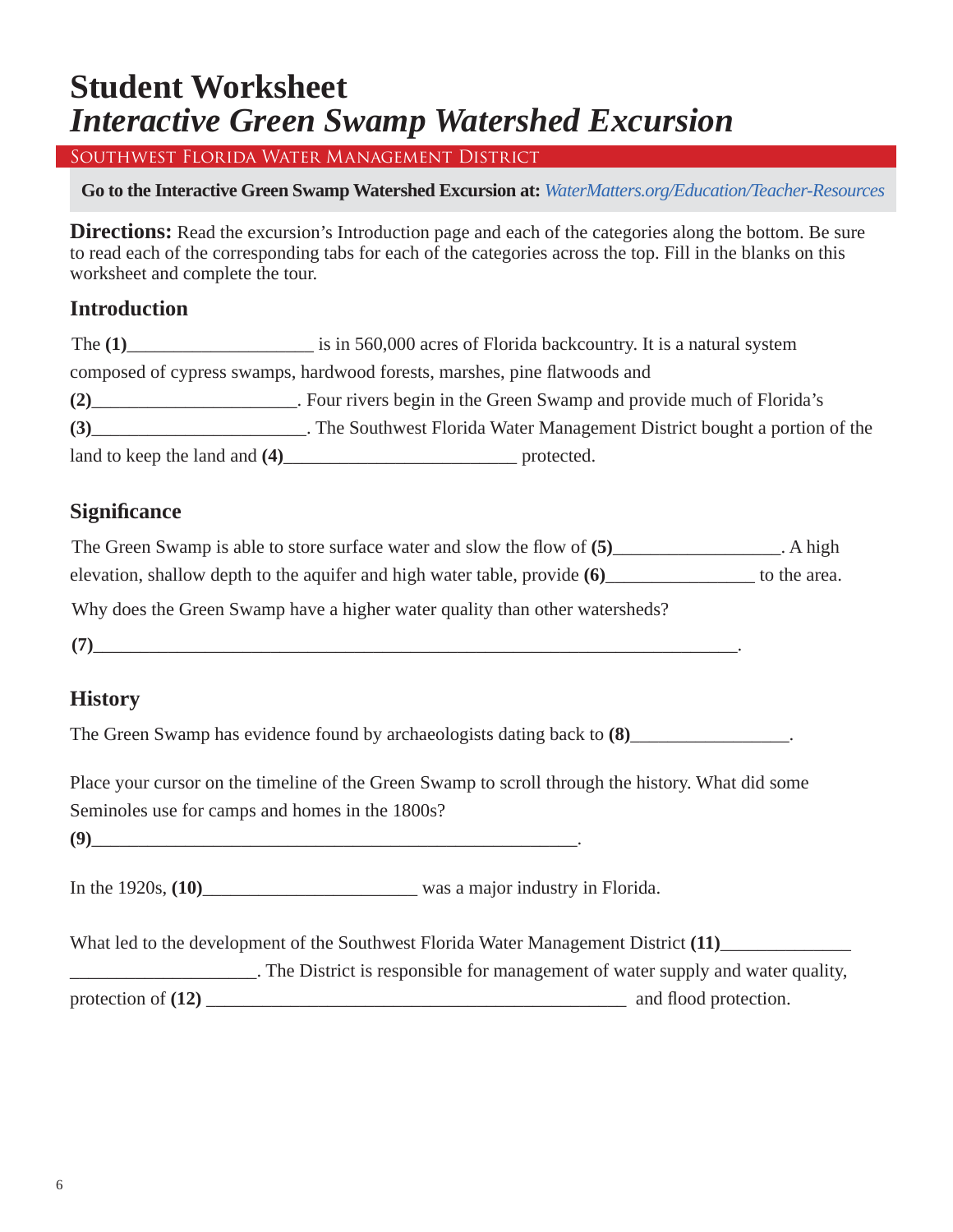# Student Worksheet
# *Interactive Green Swamp Watershed Excursion*

SOUTHWEST FLORIDA WATER MANAGEMENT DISTRICT

**Go to the Interactive Green Swamp Watershed Excursion at:** *WaterMatters.org/Education/Teacher-Resources*

**Directions:** Read the excursion's Introduction page and each of the categories along the bottom. Be sure to read each of the corresponding tabs for each of the categories across the top. Fill in the blanks on this worksheet and complete the tour.

## Introduction

The **(1)**____________________ is in 560,000 acres of Florida backcountry. It is a natural system composed of cypress swamps, hardwood forests, marshes, pine flatwoods and **(2)**______________________. Four rivers begin in the Green Swamp and provide much of Florida's **(3)**_______________________. The Southwest Florida Water Management District bought a portion of the land to keep the land and **(4)**_________________________ protected.

## Significance

The Green Swamp is able to store surface water and slow the flow of **(5)**__________________. A high elevation, shallow depth to the aquifer and high water table, provide **(6)**________________ to the area.

Why does the Green Swamp have a higher water quality than other watersheds?

**(7)**______________________________________________________________________.

## History

The Green Swamp has evidence found by archaeologists dating back to **(8)**_________________.

Place your cursor on the timeline of the Green Swamp to scroll through the history. What did some Seminoles use for camps and homes in the 1800s?

**(9)**______________________________________________________.

In the 1920s, **(10)**_______________________ was a major industry in Florida.

What led to the development of the Southwest Florida Water Management District **(11)**______________ ____________________. The District is responsible for management of water supply and water quality, protection of **(12)** ______________________________________________ and flood protection.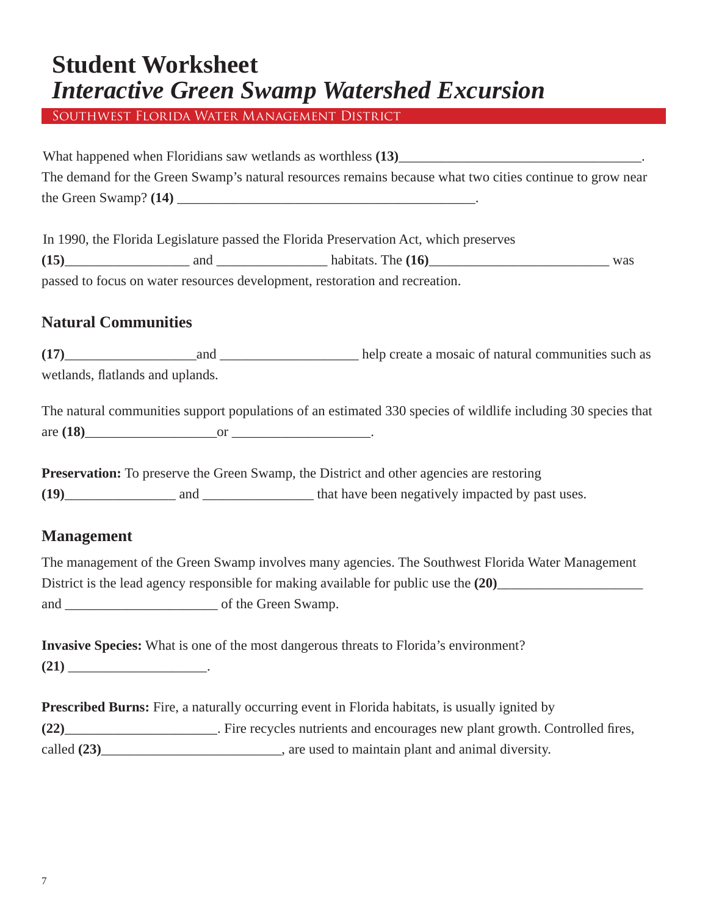# Student Worksheet

## *Interactive Green Swamp Watershed Excursion*

Southwest Florida Water Management District

What happened when Floridians saw wetlands as worthless **(13)**___________________________________.
The demand for the Green Swamp's natural resources remains because what two cities continue to grow near the Green Swamp? **(14)** ___________________________________________.

In 1990, the Florida Legislature passed the Florida Preservation Act, which preserves **(15)**__________________ and ________________ habitats. The **(16)**__________________________ was passed to focus on water resources development, restoration and recreation.

### Natural Communities

**(17)**__________________and ___________________ help create a mosaic of natural communities such as wetlands, flatlands and uplands.

The natural communities support populations of an estimated 330 species of wildlife including 30 species that are **(18)**__________________or ___________________.

**Preservation:** To preserve the Green Swamp, the District and other agencies are restoring **(19)**________________ and ________________ that have been negatively impacted by past uses.

### Management

The management of the Green Swamp involves many agencies. The Southwest Florida Water Management District is the lead agency responsible for making available for public use the **(20)**____________________ and _____________________ of the Green Swamp.

**Invasive Species:** What is one of the most dangerous threats to Florida's environment? **(21)** ___________________.

**Prescribed Burns:** Fire, a naturally occurring event in Florida habitats, is usually ignited by **(22)**_____________________. Fire recycles nutrients and encourages new plant growth. Controlled fires, called **(23)**_________________________, are used to maintain plant and animal diversity.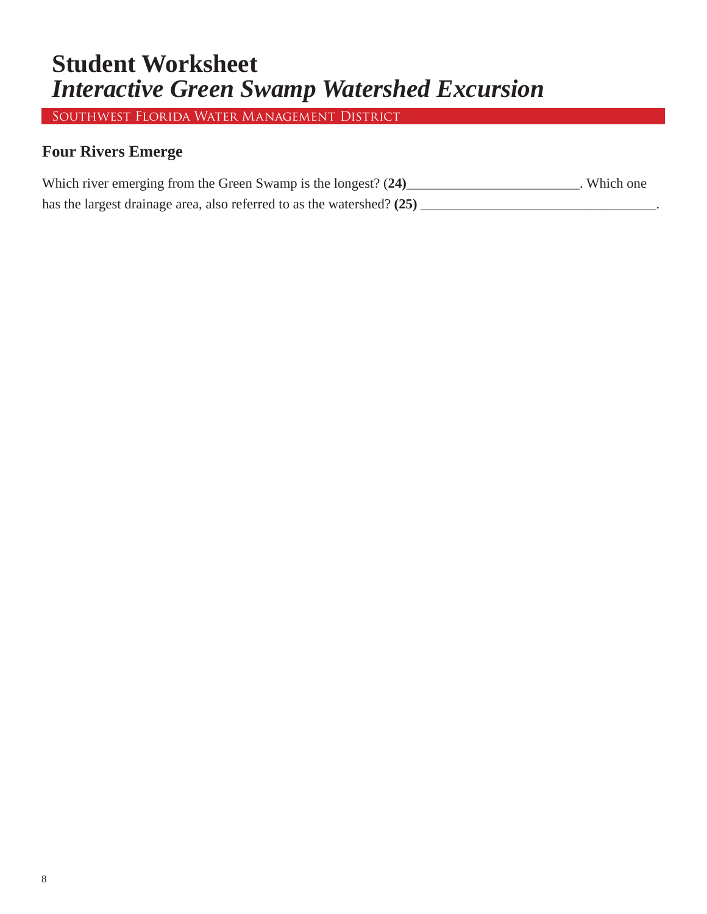# Student Worksheet
# *Interactive Green Swamp Watershed Excursion*

Southwest Florida Water Management District

## Four Rivers Emerge

Which river emerging from the Green Swamp is the longest? (**24)**________________________. Which one has the largest drainage area, also referred to as the watershed? **(25)** ________________________________.